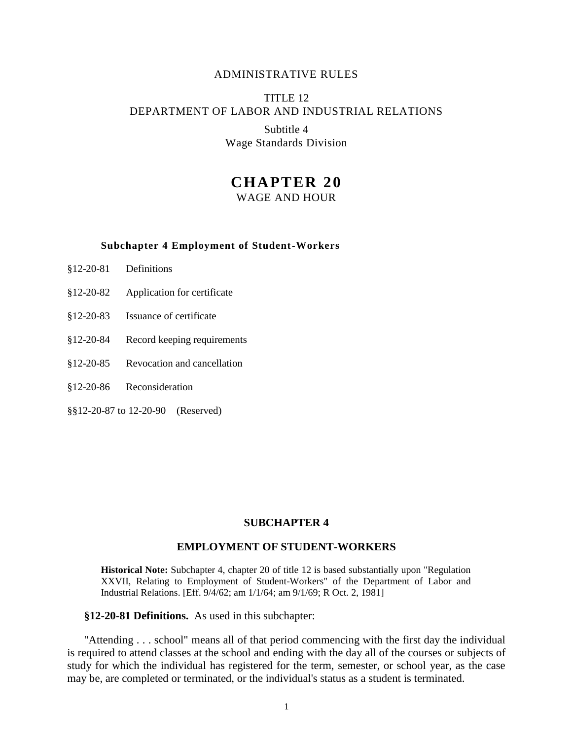ADMINISTRATIVE RULES

TITLE 12
DEPARTMENT OF LABOR AND INDUSTRIAL RELATIONS

Subtitle 4
Wage Standards Division

# CHAPTER 20

WAGE AND HOUR

**Subchapter 4 Employment of Student-Workers**

§12-20-81 Definitions

§12-20-82 Application for certificate

§12-20-83 Issuance of certificate

§12-20-84 Record keeping requirements

§12-20-85 Revocation and cancellation

§12-20-86 Reconsideration

§§12-20-87 to 12-20-90 (Reserved)

## SUBCHAPTER 4

## EMPLOYMENT OF STUDENT-WORKERS

**Historical Note:** Subchapter 4, chapter 20 of title 12 is based substantially upon "Regulation XXVII, Relating to Employment of Student-Workers" of the Department of Labor and Industrial Relations. [Eff. 9/4/62; am 1/1/64; am 9/1/69; R Oct. 2, 1981]

**§12-20-81 Definitions.** As used in this subchapter:

"Attending . . . school" means all of that period commencing with the first day the individual is required to attend classes at the school and ending with the day all of the courses or subjects of study for which the individual has registered for the term, semester, or school year, as the case may be, are completed or terminated, or the individual's status as a student is terminated.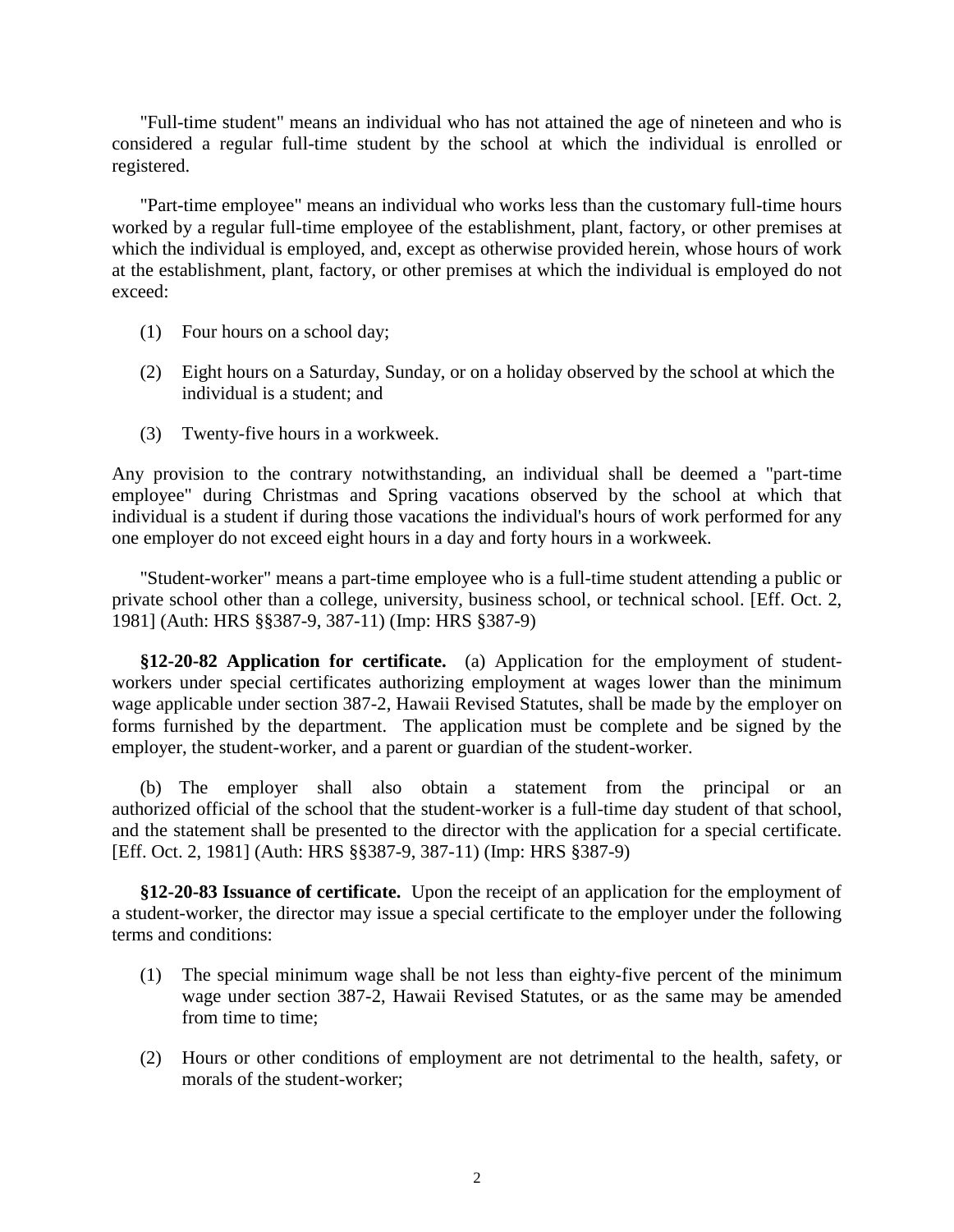"Full-time student" means an individual who has not attained the age of nineteen and who is considered a regular full-time student by the school at which the individual is enrolled or registered.

"Part-time employee" means an individual who works less than the customary full-time hours worked by a regular full-time employee of the establishment, plant, factory, or other premises at which the individual is employed, and, except as otherwise provided herein, whose hours of work at the establishment, plant, factory, or other premises at which the individual is employed do not exceed:

(1) Four hours on a school day;

(2) Eight hours on a Saturday, Sunday, or on a holiday observed by the school at which the individual is a student; and

(3) Twenty-five hours in a workweek.

Any provision to the contrary notwithstanding, an individual shall be deemed a "part-time employee" during Christmas and Spring vacations observed by the school at which that individual is a student if during those vacations the individual's hours of work performed for any one employer do not exceed eight hours in a day and forty hours in a workweek.

"Student-worker" means a part-time employee who is a full-time student attending a public or private school other than a college, university, business school, or technical school. [Eff. Oct. 2, 1981] (Auth: HRS §§387-9, 387-11) (Imp: HRS §387-9)

**§12-20-82 Application for certificate.** (a) Application for the employment of student-workers under special certificates authorizing employment at wages lower than the minimum wage applicable under section 387-2, Hawaii Revised Statutes, shall be made by the employer on forms furnished by the department. The application must be complete and be signed by the employer, the student-worker, and a parent or guardian of the student-worker.

(b) The employer shall also obtain a statement from the principal or an authorized official of the school that the student-worker is a full-time day student of that school, and the statement shall be presented to the director with the application for a special certificate. [Eff. Oct. 2, 1981] (Auth: HRS §§387-9, 387-11) (Imp: HRS §387-9)

**§12-20-83 Issuance of certificate.** Upon the receipt of an application for the employment of a student-worker, the director may issue a special certificate to the employer under the following terms and conditions:

(1) The special minimum wage shall be not less than eighty-five percent of the minimum wage under section 387-2, Hawaii Revised Statutes, or as the same may be amended from time to time;

(2) Hours or other conditions of employment are not detrimental to the health, safety, or morals of the student-worker;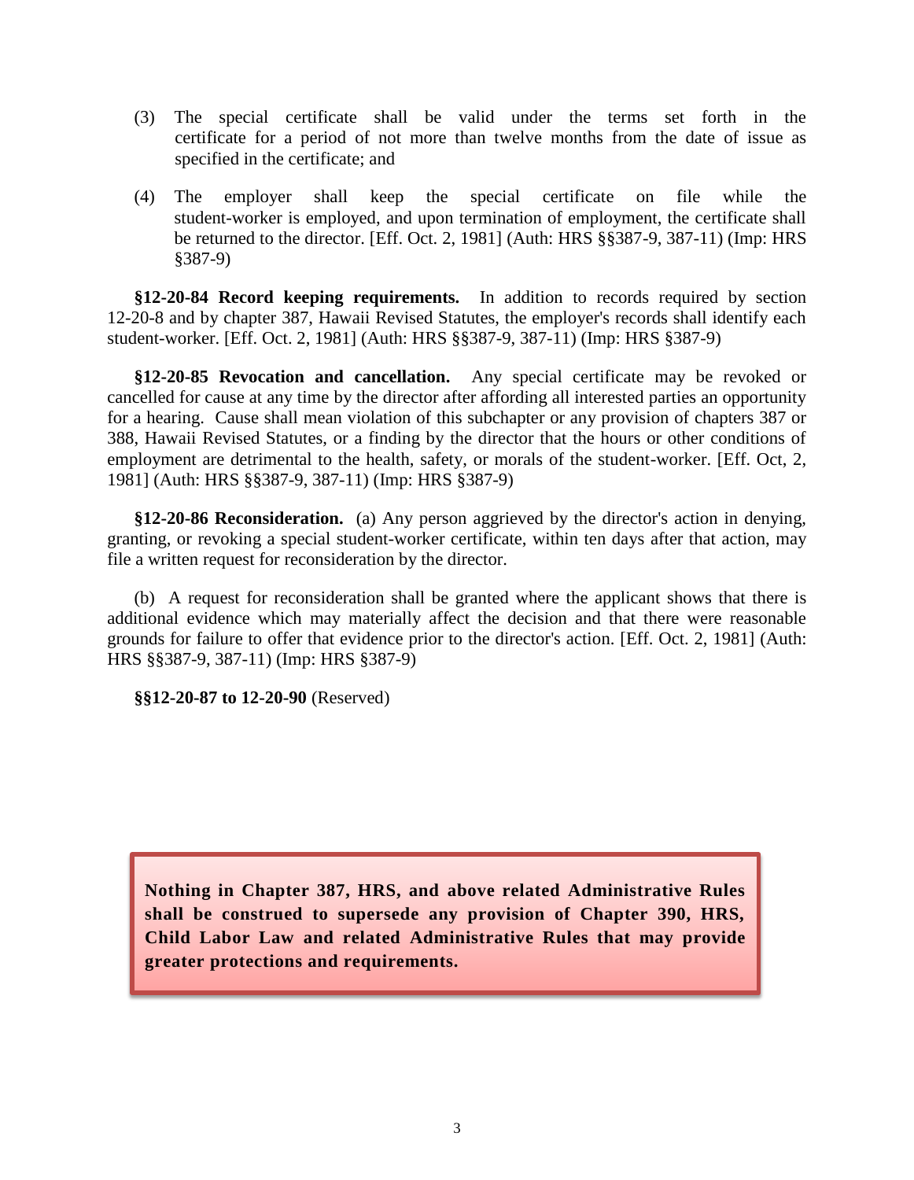(3) The special certificate shall be valid under the terms set forth in the certificate for a period of not more than twelve months from the date of issue as specified in the certificate; and

(4) The employer shall keep the special certificate on file while the student-worker is employed, and upon termination of employment, the certificate shall be returned to the director. [Eff. Oct. 2, 1981] (Auth: HRS §§387-9, 387-11) (Imp: HRS §387-9)

**§12-20-84 Record keeping requirements.** In addition to records required by section 12-20-8 and by chapter 387, Hawaii Revised Statutes, the employer's records shall identify each student-worker. [Eff. Oct. 2, 1981] (Auth: HRS §§387-9, 387-11) (Imp: HRS §387-9)

**§12-20-85 Revocation and cancellation.** Any special certificate may be revoked or cancelled for cause at any time by the director after affording all interested parties an opportunity for a hearing. Cause shall mean violation of this subchapter or any provision of chapters 387 or 388, Hawaii Revised Statutes, or a finding by the director that the hours or other conditions of employment are detrimental to the health, safety, or morals of the student-worker. [Eff. Oct, 2, 1981] (Auth: HRS §§387-9, 387-11) (Imp: HRS §387-9)

**§12-20-86 Reconsideration.** (a) Any person aggrieved by the director's action in denying, granting, or revoking a special student-worker certificate, within ten days after that action, may file a written request for reconsideration by the director.

(b) A request for reconsideration shall be granted where the applicant shows that there is additional evidence which may materially affect the decision and that there were reasonable grounds for failure to offer that evidence prior to the director's action. [Eff. Oct. 2, 1981] (Auth: HRS §§387-9, 387-11) (Imp: HRS §387-9)

**§§12-20-87 to 12-20-90** (Reserved)

**Nothing in Chapter 387, HRS, and above related Administrative Rules shall be construed to supersede any provision of Chapter 390, HRS, Child Labor Law and related Administrative Rules that may provide greater protections and requirements.**